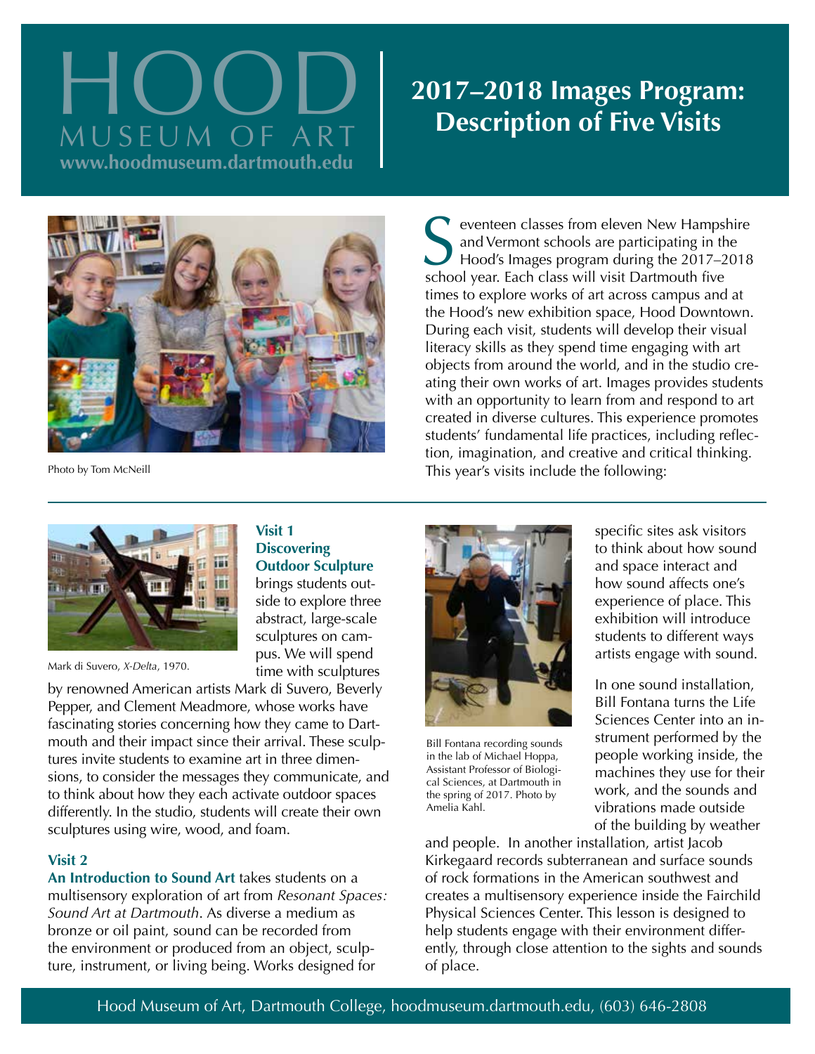# HOOD MUSEUM OF ART

www.hoodmuseum.dartmouth.edu

## 2017–2018 Images Program: Description of Five Visits

Photo by Tom McNeill

Seventeen classes from eleven New Hampshire and Vermont schools are participating in the Hood's Images program during the 2017–2018 school year. Each class will visit Dartmouth five times to explore works of art across campus and at the Hood's new exhibition space, Hood Downtown. During each visit, students will develop their visual literacy skills as they spend time engaging with art objects from around the world, and in the studio creating their own works of art. Images provides students with an opportunity to learn from and respond to art created in diverse cultures. This experience promotes students' fundamental life practices, including reflection, imagination, and creative and critical thinking. This year's visits include the following:

Mark di Suvero, *X-Delta*, 1970.

### Visit 1

**Discovering Outdoor Sculpture** brings students outside to explore three abstract, large-scale sculptures on campus. We will spend time with sculptures by renowned American artists Mark di Suvero, Beverly Pepper, and Clement Meadmore, whose works have fascinating stories concerning how they came to Dartmouth and their impact since their arrival. These sculptures invite students to examine art in three dimensions, to consider the messages they communicate, and to think about how they each activate outdoor spaces differently. In the studio, students will create their own sculptures using wire, wood, and foam.

### Visit 2

**An Introduction to Sound Art** takes students on a multisensory exploration of art from *Resonant Spaces: Sound Art at Dartmouth*. As diverse a medium as bronze or oil paint, sound can be recorded from the environment or produced from an object, sculpture, instrument, or living being. Works designed for specific sites ask visitors to think about how sound and space interact and how sound affects one's experience of place. This exhibition will introduce students to different ways artists engage with sound.

Bill Fontana recording sounds in the lab of Michael Hoppa, Assistant Professor of Biological Sciences, at Dartmouth in the spring of 2017. Photo by Amelia Kahl.

In one sound installation, Bill Fontana turns the Life Sciences Center into an instrument performed by the people working inside, the machines they use for their work, and the sounds and vibrations made outside of the building by weather and people. In another installation, artist Jacob Kirkegaard records subterranean and surface sounds of rock formations in the American southwest and creates a multisensory experience inside the Fairchild Physical Sciences Center. This lesson is designed to help students engage with their environment differently, through close attention to the sights and sounds of place.

Hood Museum of Art, Dartmouth College, hoodmuseum.dartmouth.edu, (603) 646-2808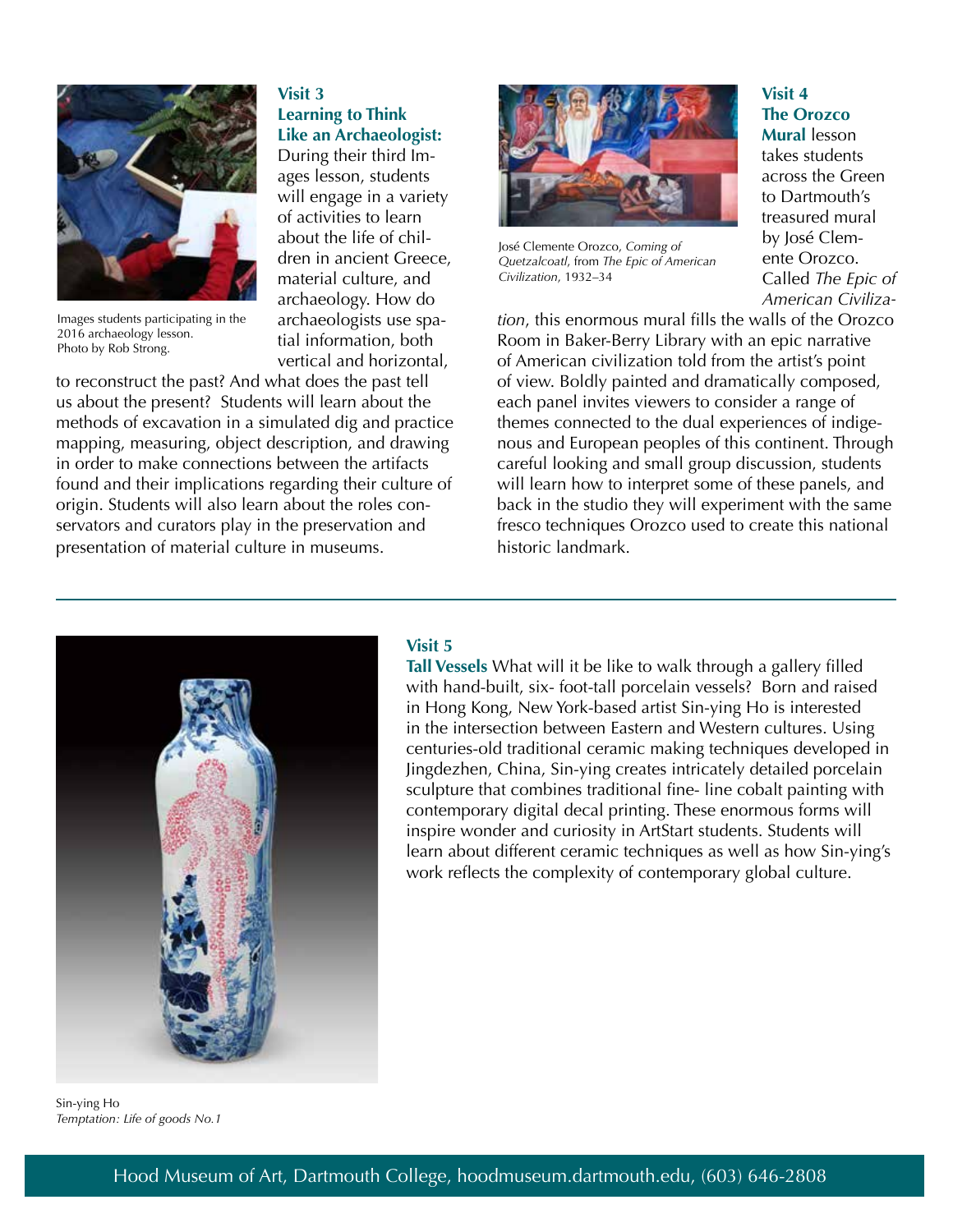Images students participating in the 2016 archaeology lesson. Photo by Rob Strong.

**Visit 3**
**Learning to Think Like an Archaeologist:** During their third Images lesson, students will engage in a variety of activities to learn about the life of children in ancient Greece, material culture, and archaeology. How do archaeologists use spatial information, both vertical and horizontal, to reconstruct the past? And what does the past tell us about the present? Students will learn about the methods of excavation in a simulated dig and practice mapping, measuring, object description, and drawing in order to make connections between the artifacts found and their implications regarding their culture of origin. Students will also learn about the roles conservators and curators play in the preservation and presentation of material culture in museums.

José Clemente Orozco, *Coming of Quetzalcoatl*, from *The Epic of American Civilization*, 1932–34

**Visit 4**
**The Orozco Mural** lesson takes students across the Green to Dartmouth's treasured mural by José Clemente Orozco. Called *The Epic of American Civilization*, this enormous mural fills the walls of the Orozco Room in Baker-Berry Library with an epic narrative of American civilization told from the artist's point of view. Boldly painted and dramatically composed, each panel invites viewers to consider a range of themes connected to the dual experiences of indigenous and European peoples of this continent. Through careful looking and small group discussion, students will learn how to interpret some of these panels, and back in the studio they will experiment with the same fresco techniques Orozco used to create this national historic landmark.

---

**Visit 5**
**Tall Vessels** What will it be like to walk through a gallery filled with hand-built, six- foot-tall porcelain vessels? Born and raised in Hong Kong, New York-based artist Sin-ying Ho is interested in the intersection between Eastern and Western cultures. Using centuries-old traditional ceramic making techniques developed in Jingdezhen, China, Sin-ying creates intricately detailed porcelain sculpture that combines traditional fine- line cobalt painting with contemporary digital decal printing. These enormous forms will inspire wonder and curiosity in ArtStart students. Students will learn about different ceramic techniques as well as how Sin-ying's work reflects the complexity of contemporary global culture.

Sin-ying Ho
*Temptation: Life of goods No.1*

Hood Museum of Art, Dartmouth College, hoodmuseum.dartmouth.edu, (603) 646-2808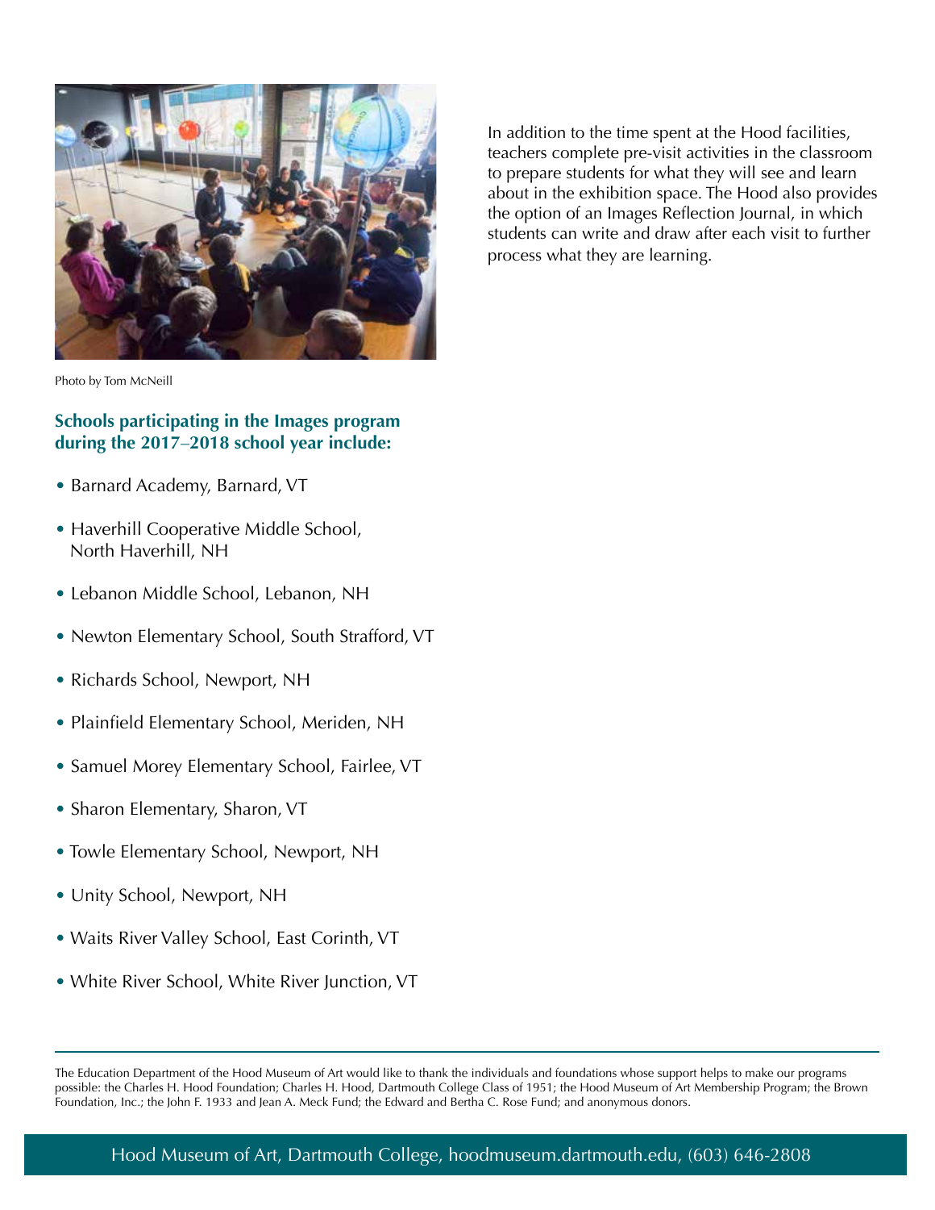Photo by Tom McNeill

In addition to the time spent at the Hood facilities, teachers complete pre-visit activities in the classroom to prepare students for what they will see and learn about in the exhibition space. The Hood also provides the option of an Images Reflection Journal, in which students can write and draw after each visit to further process what they are learning.

### Schools participating in the Images program during the 2017–2018 school year include:

- Barnard Academy, Barnard, VT
- Haverhill Cooperative Middle School, North Haverhill, NH
- Lebanon Middle School, Lebanon, NH
- Newton Elementary School, South Strafford, VT
- Richards School, Newport, NH
- Plainfield Elementary School, Meriden, NH
- Samuel Morey Elementary School, Fairlee, VT
- Sharon Elementary, Sharon, VT
- Towle Elementary School, Newport, NH
- Unity School, Newport, NH
- Waits River Valley School, East Corinth, VT
- White River School, White River Junction, VT

---

The Education Department of the Hood Museum of Art would like to thank the individuals and foundations whose support helps to make our programs possible: the Charles H. Hood Foundation; Charles H. Hood, Dartmouth College Class of 1951; the Hood Museum of Art Membership Program; the Brown Foundation, Inc.; the John F. 1933 and Jean A. Meck Fund; the Edward and Bertha C. Rose Fund; and anonymous donors.

Hood Museum of Art, Dartmouth College, hoodmuseum.dartmouth.edu, (603) 646-2808